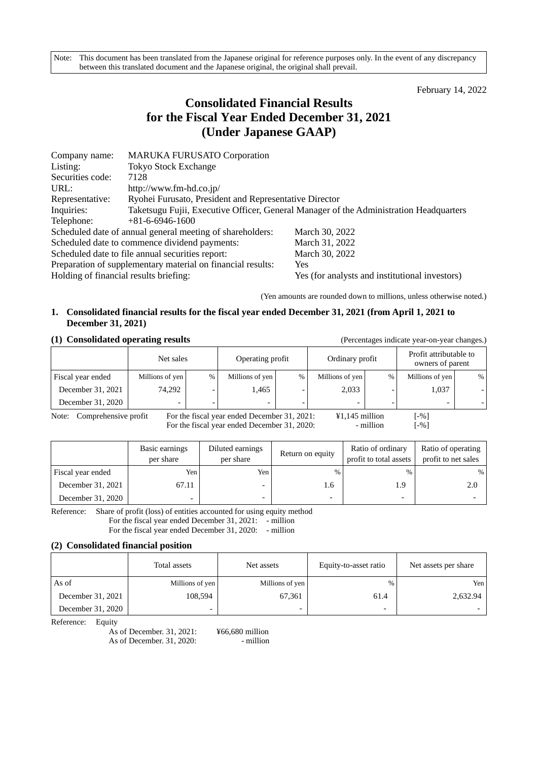Note: This document has been translated from the Japanese original for reference purposes only. In the event of any discrepancy between this translated document and the Japanese original, the original shall prevail.

February 14, 2022

# Consolidated Financial Results for the Fiscal Year Ended December 31, 2021 (Under Japanese GAAP)

| | |
|---|---|
| Company name: | MARUKA FURUSATO Corporation |
| Listing: | Tokyo Stock Exchange |
| Securities code: | 7128 |
| URL: | http://www.fm-hd.co.jp/ |
| Representative: | Ryohei Furusato, President and Representative Director |
| Inquiries: | Taketsugu Fujii, Executive Officer, General Manager of the Administration Headquarters |
| Telephone: | +81-6-6946-1600 |

| | |
|---|---|
| Scheduled date of annual general meeting of shareholders: | March 30, 2022 |
| Scheduled date to commence dividend payments: | March 31, 2022 |
| Scheduled date to file annual securities report: | March 30, 2022 |
| Preparation of supplementary material on financial results: | Yes |
| Holding of financial results briefing: | Yes (for analysts and institutional investors) |

(Yen amounts are rounded down to millions, unless otherwise noted.)

## 1. Consolidated financial results for the fiscal year ended December 31, 2021 (from April 1, 2021 to December 31, 2021)

### (1) Consolidated operating results

(Percentages indicate year-on-year changes.)

| | Net sales | | Operating profit | | Ordinary profit | | Profit attributable to owners of parent | |
|---|---|---|---|---|---|---|---|---|
| Fiscal year ended | Millions of yen | % | Millions of yen | % | Millions of yen | % | Millions of yen | % |
| December 31, 2021 | 74,292 | - | 1,465 | - | 2,033 | - | 1,037 | - |
| December 31, 2020 | - | - | - | - | - | - | - | - |

Note: Comprehensive profit
For the fiscal year ended December 31, 2021: ¥1,145 million [-%]
For the fiscal year ended December 31, 2020: - million [-%]

| | Basic earnings per share | Diluted earnings per share | Return on equity | Ratio of ordinary profit to total assets | Ratio of operating profit to net sales |
|---|---|---|---|---|---|
| Fiscal year ended | Yen | Yen | % | % | % |
| December 31, 2021 | 67.11 | - | 1.6 | 1.9 | 2.0 |
| December 31, 2020 | - | - | - | - | - |

Reference: Share of profit (loss) of entities accounted for using equity method
For the fiscal year ended December 31, 2021: - million
For the fiscal year ended December 31, 2020: - million

### (2) Consolidated financial position

| | Total assets | Net assets | Equity-to-asset ratio | Net assets per share |
|---|---|---|---|---|
| As of | Millions of yen | Millions of yen | % | Yen |
| December 31, 2021 | 108,594 | 67,361 | 61.4 | 2,632.94 |
| December 31, 2020 | - | - | - | - |

Reference: Equity
As of December. 31, 2021: ¥66,680 million
As of December. 31, 2020: - million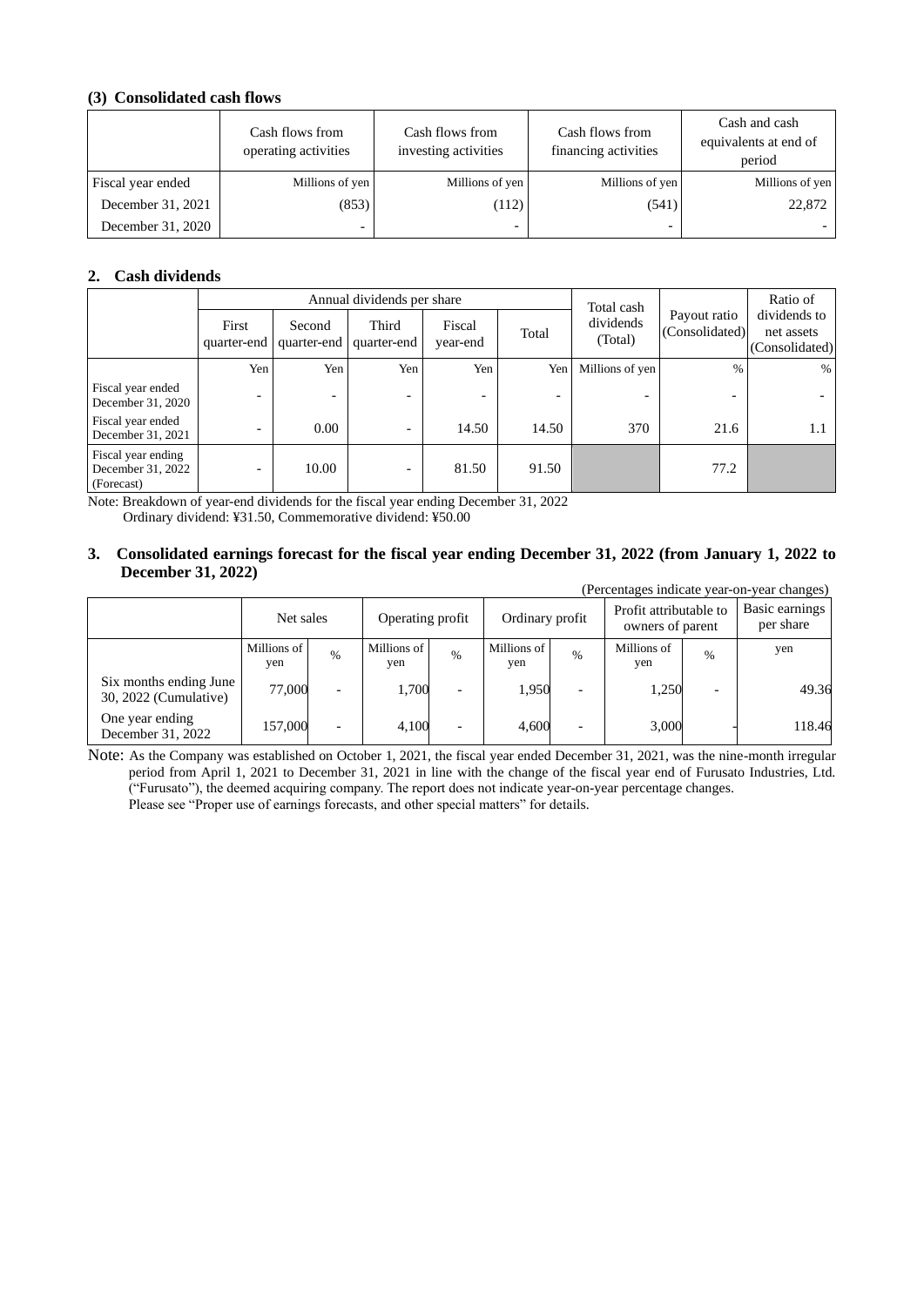### (3) Consolidated cash flows

| | Cash flows from operating activities | Cash flows from investing activities | Cash flows from financing activities | Cash and cash equivalents at end of period |
|---|---|---|---|---|
| Fiscal year ended | Millions of yen | Millions of yen | Millions of yen | Millions of yen |
| December 31, 2021 | (853) | (112) | (541) | 22,872 |
| December 31, 2020 | - | - | - | - |

## 2. Cash dividends

| | Annual dividends per share | | | | | Total cash dividends (Total) | Payout ratio (Consolidated) | Ratio of dividends to net assets (Consolidated) |
|---|---|---|---|---|---|---|---|---|
| | First quarter-end | Second quarter-end | Third quarter-end | Fiscal year-end | Total | | | |
| | Yen | Yen | Yen | Yen | Yen | Millions of yen | % | % |
| Fiscal year ended December 31, 2020 | - | - | - | - | - | - | - | - |
| Fiscal year ended December 31, 2021 | - | 0.00 | - | 14.50 | 14.50 | 370 | 21.6 | 1.1 |
| Fiscal year ending December 31, 2022 (Forecast) | - | 10.00 | - | 81.50 | 91.50 | | 77.2 | |

Note: Breakdown of year-end dividends for the fiscal year ending December 31, 2022
Ordinary dividend: ¥31.50, Commemorative dividend: ¥50.00

## 3. Consolidated earnings forecast for the fiscal year ending December 31, 2022 (from January 1, 2022 to December 31, 2022)

(Percentages indicate year-on-year changes)

| | Net sales | | Operating profit | | Ordinary profit | | Profit attributable to owners of parent | | Basic earnings per share |
|---|---|---|---|---|---|---|---|---|---|
| | Millions of yen | % | Millions of yen | % | Millions of yen | % | Millions of yen | % | yen |
| Six months ending June 30, 2022 (Cumulative) | 77,000 | - | 1,700 | - | 1,950 | - | 1,250 | - | 49.36 |
| One year ending December 31, 2022 | 157,000 | - | 4,100 | - | 4,600 | - | 3,000 | - | 118.46 |

Note: As the Company was established on October 1, 2021, the fiscal year ended December 31, 2021, was the nine-month irregular period from April 1, 2021 to December 31, 2021 in line with the change of the fiscal year end of Furusato Industries, Ltd. ("Furusato"), the deemed acquiring company. The report does not indicate year-on-year percentage changes.
Please see "Proper use of earnings forecasts, and other special matters" for details.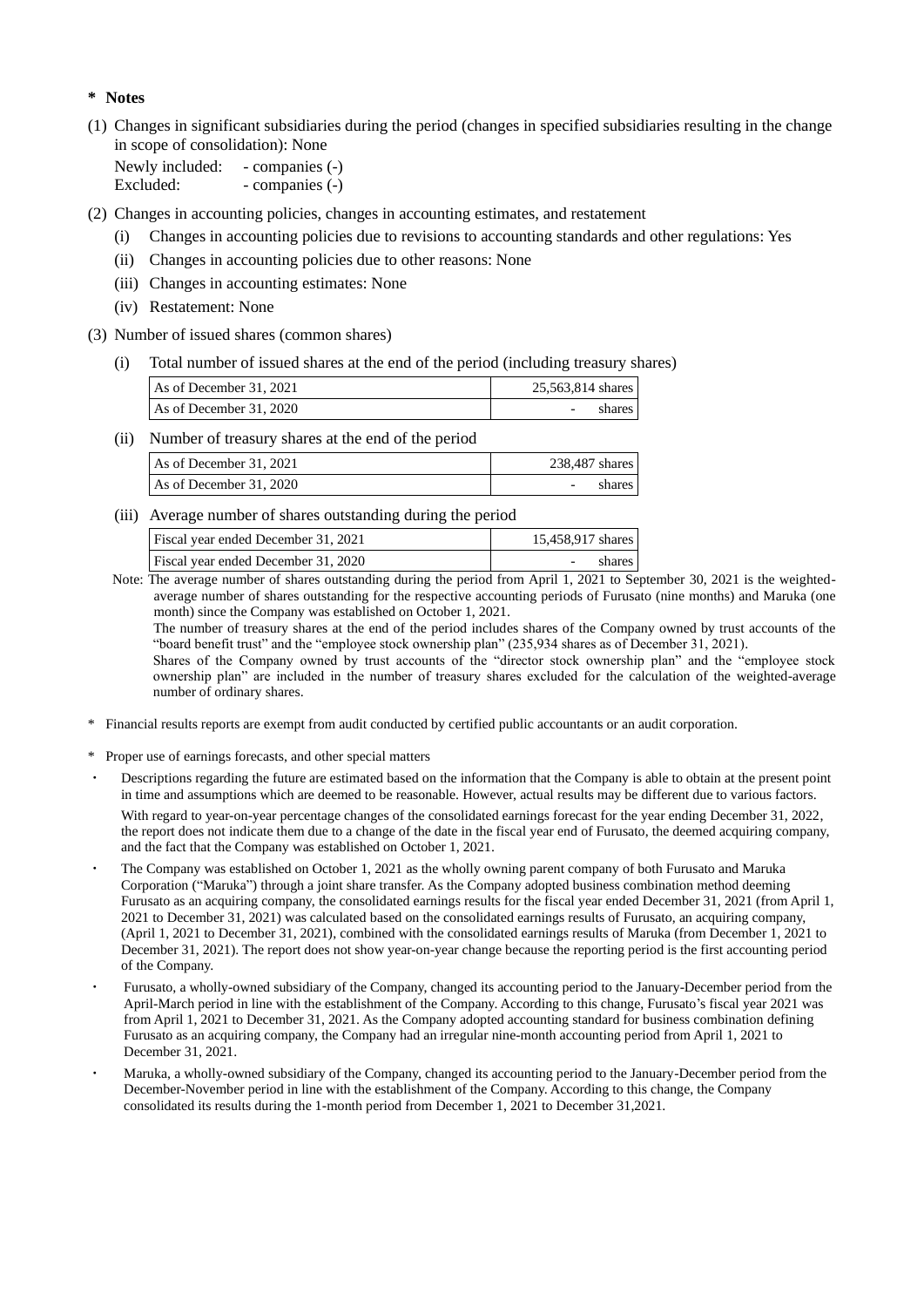**\* Notes**

(1) Changes in significant subsidiaries during the period (changes in specified subsidiaries resulting in the change in scope of consolidation): None

Newly included: - companies (-)
Excluded: - companies (-)

(2) Changes in accounting policies, changes in accounting estimates, and restatement

- (i) Changes in accounting policies due to revisions to accounting standards and other regulations: Yes
- (ii) Changes in accounting policies due to other reasons: None
- (iii) Changes in accounting estimates: None
- (iv) Restatement: None

(3) Number of issued shares (common shares)

(i) Total number of issued shares at the end of the period (including treasury shares)

| | |
|---|---|
| As of December 31, 2021 | 25,563,814 shares |
| As of December 31, 2020 | - shares |

(ii) Number of treasury shares at the end of the period

| | |
|---|---|
| As of December 31, 2021 | 238,487 shares |
| As of December 31, 2020 | - shares |

(iii) Average number of shares outstanding during the period

| | |
|---|---|
| Fiscal year ended December 31, 2021 | 15,458,917 shares |
| Fiscal year ended December 31, 2020 | - shares |

Note: The average number of shares outstanding during the period from April 1, 2021 to September 30, 2021 is the weighted-average number of shares outstanding for the respective accounting periods of Furusato (nine months) and Maruka (one month) since the Company was established on October 1, 2021.
The number of treasury shares at the end of the period includes shares of the Company owned by trust accounts of the "board benefit trust" and the "employee stock ownership plan" (235,934 shares as of December 31, 2021).
Shares of the Company owned by trust accounts of the "director stock ownership plan" and the "employee stock ownership plan" are included in the number of treasury shares excluded for the calculation of the weighted-average number of ordinary shares.

\* Financial results reports are exempt from audit conducted by certified public accountants or an audit corporation.

\* Proper use of earnings forecasts, and other special matters

- Descriptions regarding the future are estimated based on the information that the Company is able to obtain at the present point in time and assumptions which are deemed to be reasonable. However, actual results may be different due to various factors.
  With regard to year-on-year percentage changes of the consolidated earnings forecast for the year ending December 31, 2022, the report does not indicate them due to a change of the date in the fiscal year end of Furusato, the deemed acquiring company, and the fact that the Company was established on October 1, 2021.
- The Company was established on October 1, 2021 as the wholly owning parent company of both Furusato and Maruka Corporation ("Maruka") through a joint share transfer. As the Company adopted business combination method deeming Furusato as an acquiring company, the consolidated earnings results for the fiscal year ended December 31, 2021 (from April 1, 2021 to December 31, 2021) was calculated based on the consolidated earnings results of Furusato, an acquiring company, (April 1, 2021 to December 31, 2021), combined with the consolidated earnings results of Maruka (from December 1, 2021 to December 31, 2021). The report does not show year-on-year change because the reporting period is the first accounting period of the Company.
- Furusato, a wholly-owned subsidiary of the Company, changed its accounting period to the January-December period from the April-March period in line with the establishment of the Company. According to this change, Furusato's fiscal year 2021 was from April 1, 2021 to December 31, 2021. As the Company adopted accounting standard for business combination defining Furusato as an acquiring company, the Company had an irregular nine-month accounting period from April 1, 2021 to December 31, 2021.
- Maruka, a wholly-owned subsidiary of the Company, changed its accounting period to the January-December period from the December-November period in line with the establishment of the Company. According to this change, the Company consolidated its results during the 1-month period from December 1, 2021 to December 31,2021.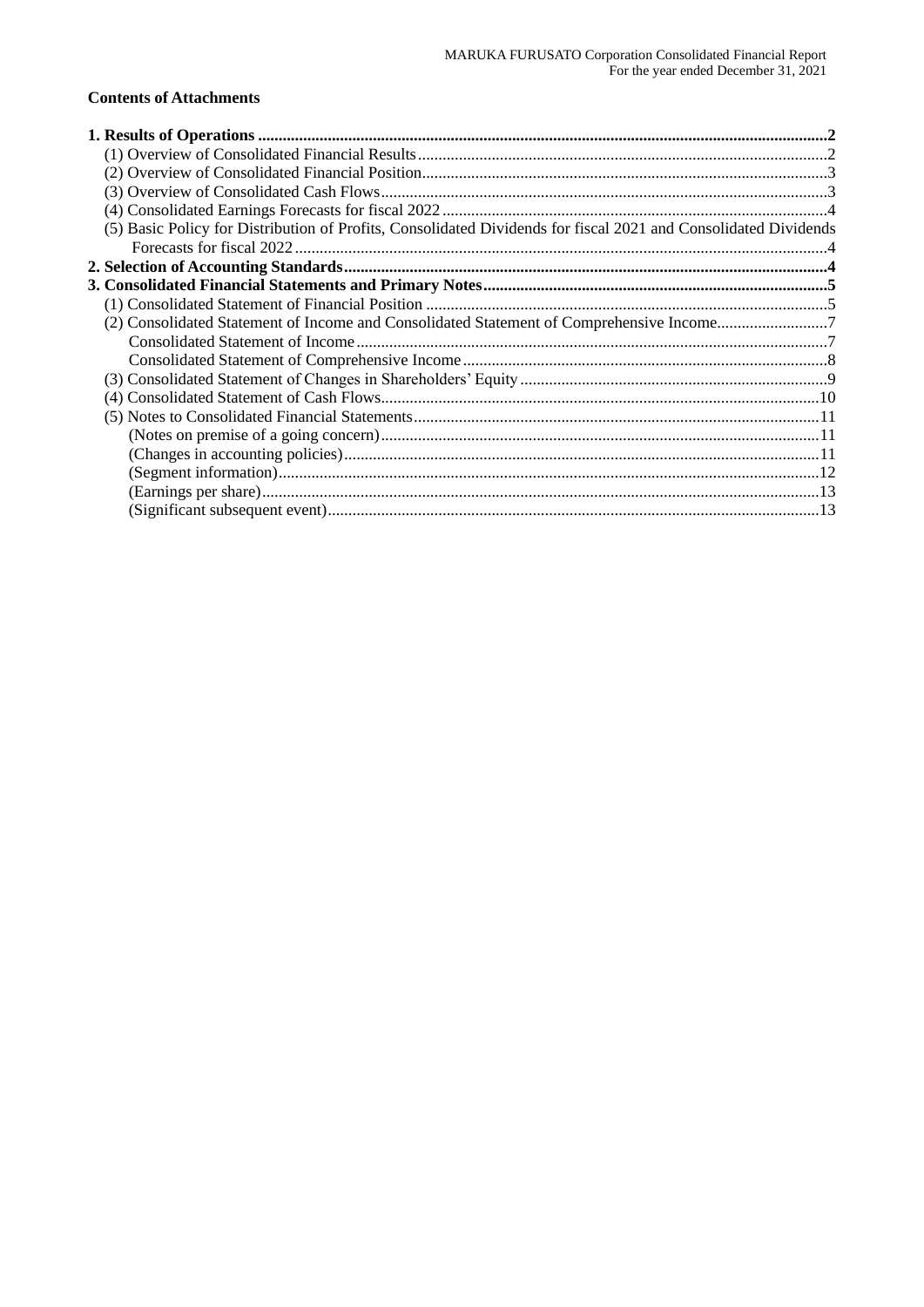## Contents of Attachments

| | |
|---|---|
| **1. Results of Operations** | **2** |
| (1) Overview of Consolidated Financial Results | 2 |
| (2) Overview of Consolidated Financial Position | 3 |
| (3) Overview of Consolidated Cash Flows | 3 |
| (4) Consolidated Earnings Forecasts for fiscal 2022 | 4 |
| (5) Basic Policy for Distribution of Profits, Consolidated Dividends for fiscal 2021 and Consolidated Dividends Forecasts for fiscal 2022 | 4 |
| **2. Selection of Accounting Standards** | **4** |
| **3. Consolidated Financial Statements and Primary Notes** | **5** |
| (1) Consolidated Statement of Financial Position | 5 |
| (2) Consolidated Statement of Income and Consolidated Statement of Comprehensive Income | 7 |
| Consolidated Statement of Income | 7 |
| Consolidated Statement of Comprehensive Income | 8 |
| (3) Consolidated Statement of Changes in Shareholders' Equity | 9 |
| (4) Consolidated Statement of Cash Flows | 10 |
| (5) Notes to Consolidated Financial Statements | 11 |
| (Notes on premise of a going concern) | 11 |
| (Changes in accounting policies) | 11 |
| (Segment information) | 12 |
| (Earnings per share) | 13 |
| (Significant subsequent event) | 13 |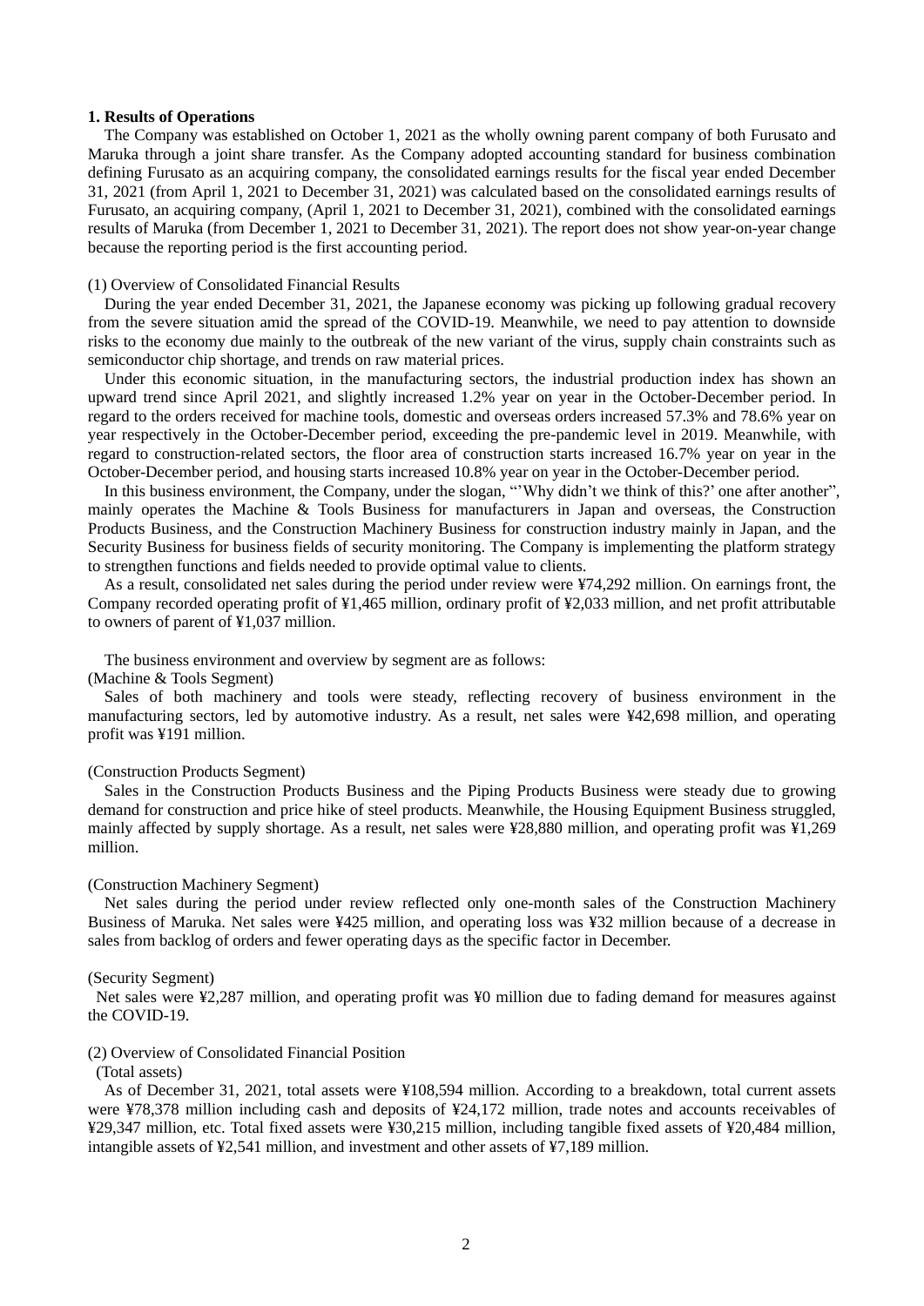## 1. Results of Operations

The Company was established on October 1, 2021 as the wholly owning parent company of both Furusato and Maruka through a joint share transfer. As the Company adopted accounting standard for business combination defining Furusato as an acquiring company, the consolidated earnings results for the fiscal year ended December 31, 2021 (from April 1, 2021 to December 31, 2021) was calculated based on the consolidated earnings results of Furusato, an acquiring company, (April 1, 2021 to December 31, 2021), combined with the consolidated earnings results of Maruka (from December 1, 2021 to December 31, 2021). The report does not show year-on-year change because the reporting period is the first accounting period.

### (1) Overview of Consolidated Financial Results

During the year ended December 31, 2021, the Japanese economy was picking up following gradual recovery from the severe situation amid the spread of the COVID-19. Meanwhile, we need to pay attention to downside risks to the economy due mainly to the outbreak of the new variant of the virus, supply chain constraints such as semiconductor chip shortage, and trends on raw material prices.

Under this economic situation, in the manufacturing sectors, the industrial production index has shown an upward trend since April 2021, and slightly increased 1.2% year on year in the October-December period. In regard to the orders received for machine tools, domestic and overseas orders increased 57.3% and 78.6% year on year respectively in the October-December period, exceeding the pre-pandemic level in 2019. Meanwhile, with regard to construction-related sectors, the floor area of construction starts increased 16.7% year on year in the October-December period, and housing starts increased 10.8% year on year in the October-December period.

In this business environment, the Company, under the slogan, "'Why didn't we think of this?' one after another", mainly operates the Machine & Tools Business for manufacturers in Japan and overseas, the Construction Products Business, and the Construction Machinery Business for construction industry mainly in Japan, and the Security Business for business fields of security monitoring. The Company is implementing the platform strategy to strengthen functions and fields needed to provide optimal value to clients.

As a result, consolidated net sales during the period under review were ¥74,292 million. On earnings front, the Company recorded operating profit of ¥1,465 million, ordinary profit of ¥2,033 million, and net profit attributable to owners of parent of ¥1,037 million.

The business environment and overview by segment are as follows:

(Machine & Tools Segment)

Sales of both machinery and tools were steady, reflecting recovery of business environment in the manufacturing sectors, led by automotive industry. As a result, net sales were ¥42,698 million, and operating profit was ¥191 million.

(Construction Products Segment)

Sales in the Construction Products Business and the Piping Products Business were steady due to growing demand for construction and price hike of steel products. Meanwhile, the Housing Equipment Business struggled, mainly affected by supply shortage. As a result, net sales were ¥28,880 million, and operating profit was ¥1,269 million.

(Construction Machinery Segment)

Net sales during the period under review reflected only one-month sales of the Construction Machinery Business of Maruka. Net sales were ¥425 million, and operating loss was ¥32 million because of a decrease in sales from backlog of orders and fewer operating days as the specific factor in December.

(Security Segment)

Net sales were ¥2,287 million, and operating profit was ¥0 million due to fading demand for measures against the COVID-19.

### (2) Overview of Consolidated Financial Position

(Total assets)

As of December 31, 2021, total assets were ¥108,594 million. According to a breakdown, total current assets were ¥78,378 million including cash and deposits of ¥24,172 million, trade notes and accounts receivables of ¥29,347 million, etc. Total fixed assets were ¥30,215 million, including tangible fixed assets of ¥20,484 million, intangible assets of ¥2,541 million, and investment and other assets of ¥7,189 million.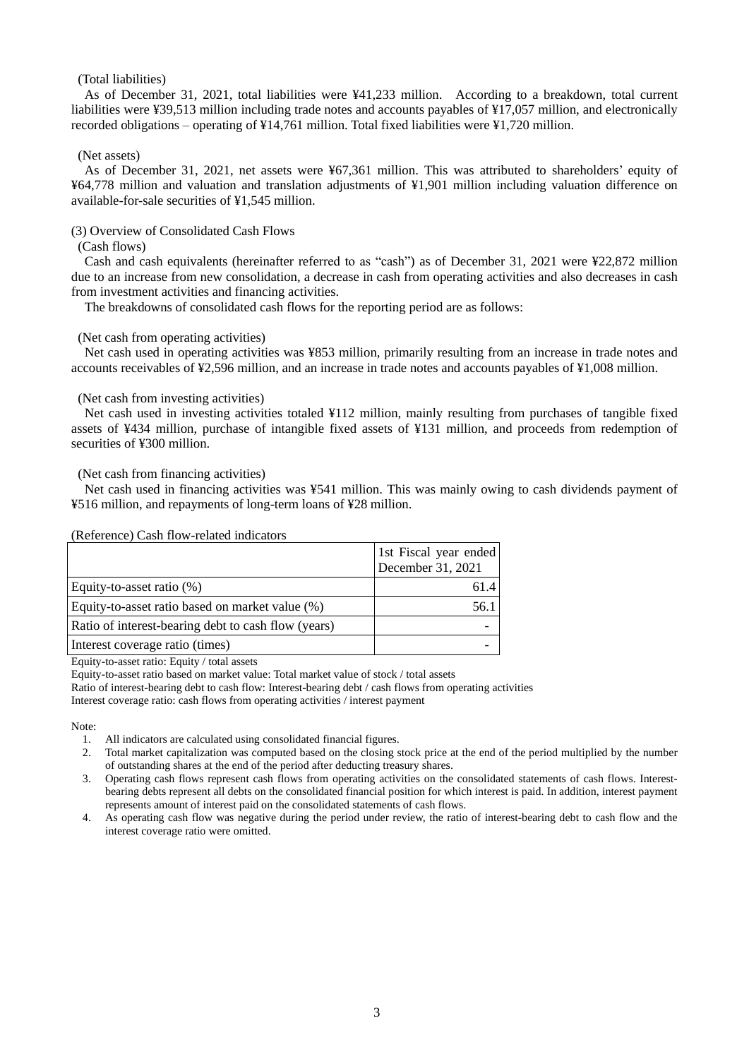(Total liabilities)

As of December 31, 2021, total liabilities were ¥41,233 million. According to a breakdown, total current liabilities were ¥39,513 million including trade notes and accounts payables of ¥17,057 million, and electronically recorded obligations – operating of ¥14,761 million. Total fixed liabilities were ¥1,720 million.

(Net assets)

As of December 31, 2021, net assets were ¥67,361 million. This was attributed to shareholders' equity of ¥64,778 million and valuation and translation adjustments of ¥1,901 million including valuation difference on available-for-sale securities of ¥1,545 million.

### (3) Overview of Consolidated Cash Flows

(Cash flows)

Cash and cash equivalents (hereinafter referred to as "cash") as of December 31, 2021 were ¥22,872 million due to an increase from new consolidation, a decrease in cash from operating activities and also decreases in cash from investment activities and financing activities.

The breakdowns of consolidated cash flows for the reporting period are as follows:

(Net cash from operating activities)

Net cash used in operating activities was ¥853 million, primarily resulting from an increase in trade notes and accounts receivables of ¥2,596 million, and an increase in trade notes and accounts payables of ¥1,008 million.

(Net cash from investing activities)

Net cash used in investing activities totaled ¥112 million, mainly resulting from purchases of tangible fixed assets of ¥434 million, purchase of intangible fixed assets of ¥131 million, and proceeds from redemption of securities of ¥300 million.

(Net cash from financing activities)

Net cash used in financing activities was ¥541 million. This was mainly owing to cash dividends payment of ¥516 million, and repayments of long-term loans of ¥28 million.

(Reference) Cash flow-related indicators

| | 1st Fiscal year ended December 31, 2021 |
|---|---|
| Equity-to-asset ratio (%) | 61.4 |
| Equity-to-asset ratio based on market value (%) | 56.1 |
| Ratio of interest-bearing debt to cash flow (years) | - |
| Interest coverage ratio (times) | - |

Equity-to-asset ratio: Equity / total assets

Equity-to-asset ratio based on market value: Total market value of stock / total assets

Ratio of interest-bearing debt to cash flow: Interest-bearing debt / cash flows from operating activities

Interest coverage ratio: cash flows from operating activities / interest payment

Note:

1. All indicators are calculated using consolidated financial figures.
2. Total market capitalization was computed based on the closing stock price at the end of the period multiplied by the number of outstanding shares at the end of the period after deducting treasury shares.
3. Operating cash flows represent cash flows from operating activities on the consolidated statements of cash flows. Interest-bearing debts represent all debts on the consolidated financial position for which interest is paid. In addition, interest payment represents amount of interest paid on the consolidated statements of cash flows.
4. As operating cash flow was negative during the period under review, the ratio of interest-bearing debt to cash flow and the interest coverage ratio were omitted.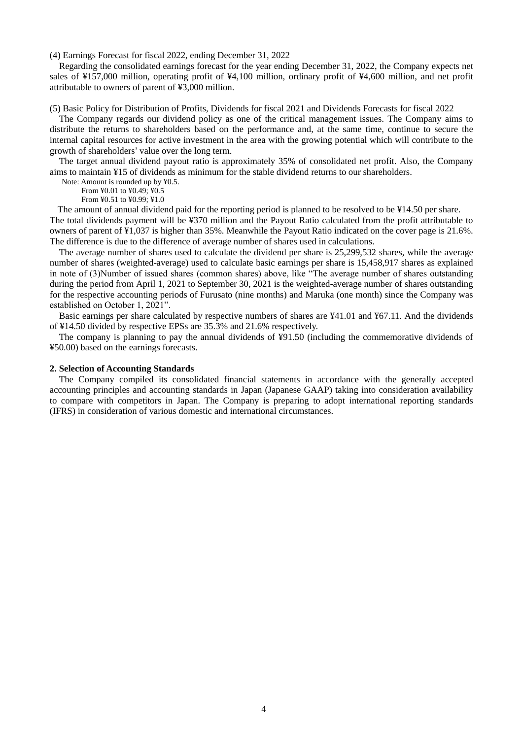(4) Earnings Forecast for fiscal 2022, ending December 31, 2022

Regarding the consolidated earnings forecast for the year ending December 31, 2022, the Company expects net sales of ¥157,000 million, operating profit of ¥4,100 million, ordinary profit of ¥4,600 million, and net profit attributable to owners of parent of ¥3,000 million.

(5) Basic Policy for Distribution of Profits, Dividends for fiscal 2021 and Dividends Forecasts for fiscal 2022

The Company regards our dividend policy as one of the critical management issues. The Company aims to distribute the returns to shareholders based on the performance and, at the same time, continue to secure the internal capital resources for active investment in the area with the growing potential which will contribute to the growth of shareholders' value over the long term.

The target annual dividend payout ratio is approximately 35% of consolidated net profit. Also, the Company aims to maintain ¥15 of dividends as minimum for the stable dividend returns to our shareholders.

Note: Amount is rounded up by ¥0.5.
From ¥0.01 to ¥0.49; ¥0.5
From ¥0.51 to ¥0.99; ¥1.0

The amount of annual dividend paid for the reporting period is planned to be resolved to be ¥14.50 per share. The total dividends payment will be ¥370 million and the Payout Ratio calculated from the profit attributable to owners of parent of ¥1,037 is higher than 35%. Meanwhile the Payout Ratio indicated on the cover page is 21.6%. The difference is due to the difference of average number of shares used in calculations.

The average number of shares used to calculate the dividend per share is 25,299,532 shares, while the average number of shares (weighted-average) used to calculate basic earnings per share is 15,458,917 shares as explained in note of (3)Number of issued shares (common shares) above, like "The average number of shares outstanding during the period from April 1, 2021 to September 30, 2021 is the weighted-average number of shares outstanding for the respective accounting periods of Furusato (nine months) and Maruka (one month) since the Company was established on October 1, 2021".

Basic earnings per share calculated by respective numbers of shares are ¥41.01 and ¥67.11. And the dividends of ¥14.50 divided by respective EPSs are 35.3% and 21.6% respectively.

The company is planning to pay the annual dividends of ¥91.50 (including the commemorative dividends of ¥50.00) based on the earnings forecasts.

## 2. Selection of Accounting Standards

The Company compiled its consolidated financial statements in accordance with the generally accepted accounting principles and accounting standards in Japan (Japanese GAAP) taking into consideration availability to compare with competitors in Japan. The Company is preparing to adopt international reporting standards (IFRS) in consideration of various domestic and international circumstances.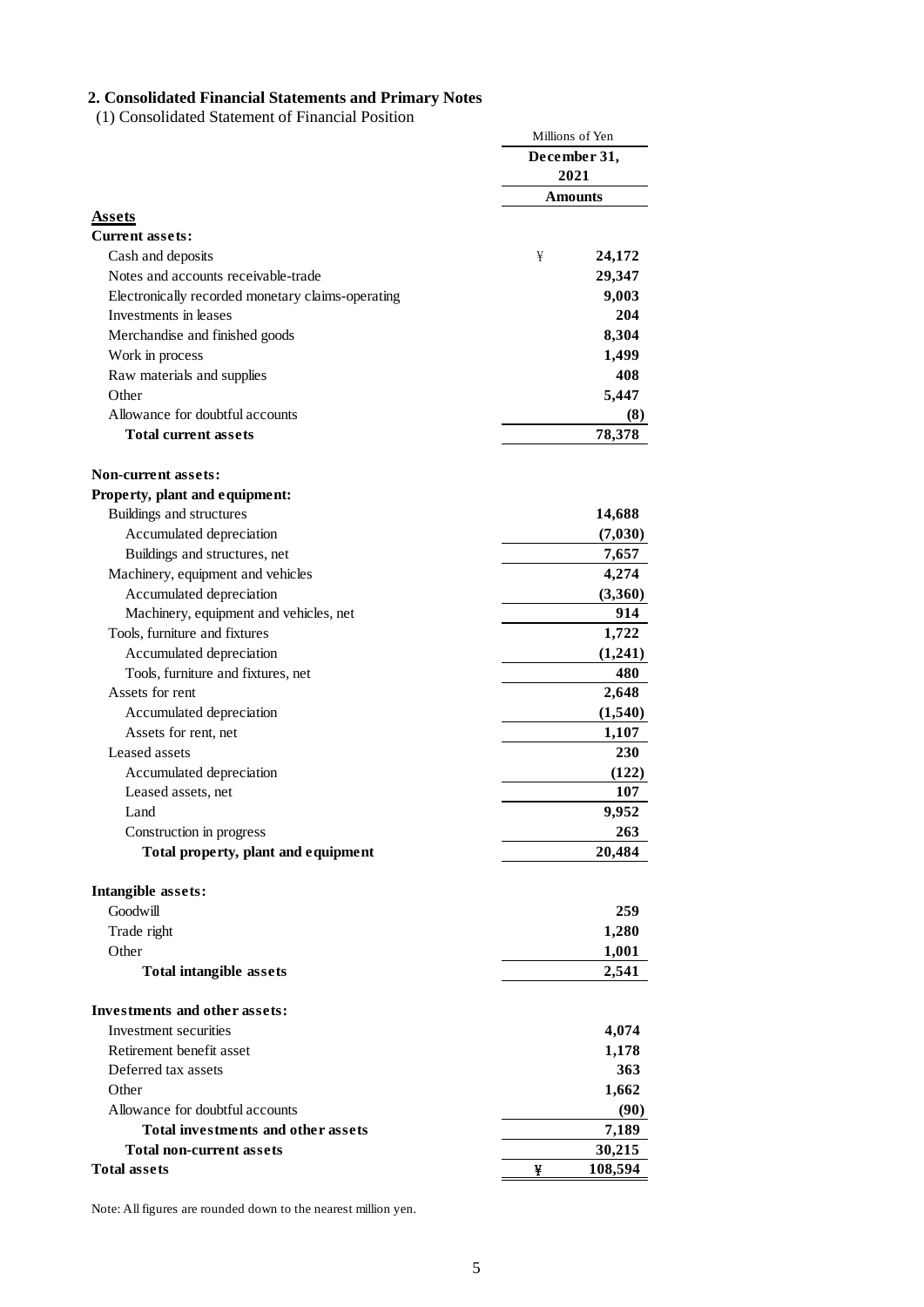## 2. Consolidated Financial Statements and Primary Notes

(1) Consolidated Statement of Financial Position

| | Millions of Yen |
|---|---|
| | **December 31, 2021** |
| | **Amounts** |
| **Assets** | |
| **Current assets:** | |
| Cash and deposits | ¥ **24,172** |
| Notes and accounts receivable-trade | **29,347** |
| Electronically recorded monetary claims-operating | **9,003** |
| Investments in leases | **204** |
| Merchandise and finished goods | **8,304** |
| Work in process | **1,499** |
| Raw materials and supplies | **408** |
| Other | **5,447** |
| Allowance for doubtful accounts | **(8)** |
| **Total current assets** | **78,378** |
| | |
| **Non-current assets:** | |
| **Property, plant and equipment:** | |
| Buildings and structures | **14,688** |
| Accumulated depreciation | **(7,030)** |
| Buildings and structures, net | **7,657** |
| Machinery, equipment and vehicles | **4,274** |
| Accumulated depreciation | **(3,360)** |
| Machinery, equipment and vehicles, net | **914** |
| Tools, furniture and fixtures | **1,722** |
| Accumulated depreciation | **(1,241)** |
| Tools, furniture and fixtures, net | **480** |
| Assets for rent | **2,648** |
| Accumulated depreciation | **(1,540)** |
| Assets for rent, net | **1,107** |
| Leased assets | **230** |
| Accumulated depreciation | **(122)** |
| Leased assets, net | **107** |
| Land | **9,952** |
| Construction in progress | **263** |
| **Total property, plant and equipment** | **20,484** |
| | |
| **Intangible assets:** | |
| Goodwill | **259** |
| Trade right | **1,280** |
| Other | **1,001** |
| **Total intangible assets** | **2,541** |
| | |
| **Investments and other assets:** | |
| Investment securities | **4,074** |
| Retirement benefit asset | **1,178** |
| Deferred tax assets | **363** |
| Other | **1,662** |
| Allowance for doubtful accounts | **(90)** |
| **Total investments and other assets** | **7,189** |
| **Total non-current assets** | **30,215** |
| **Total assets** | **¥ 108,594** |

Note: All figures are rounded down to the nearest million yen.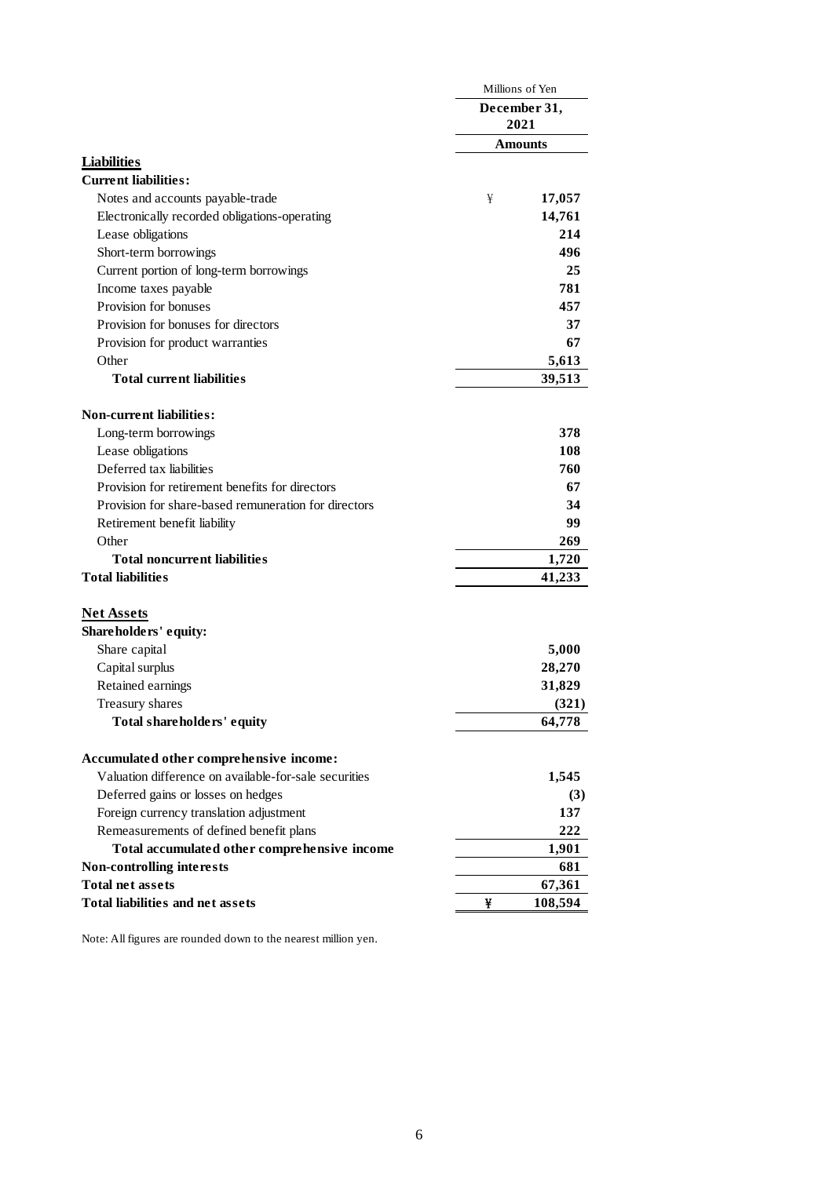| | Millions of Yen |
|---|---|
| | **December 31, 2021** |
| | **Amounts** |
| **Liabilities** | |
| **Current liabilities:** | |
| Notes and accounts payable-trade | ¥ **17,057** |
| Electronically recorded obligations-operating | **14,761** |
| Lease obligations | **214** |
| Short-term borrowings | **496** |
| Current portion of long-term borrowings | **25** |
| Income taxes payable | **781** |
| Provision for bonuses | **457** |
| Provision for bonuses for directors | **37** |
| Provision for product warranties | **67** |
| Other | **5,613** |
| **Total current liabilities** | **39,513** |
| **Non-current liabilities:** | |
| Long-term borrowings | **378** |
| Lease obligations | **108** |
| Deferred tax liabilities | **760** |
| Provision for retirement benefits for directors | **67** |
| Provision for share-based remuneration for directors | **34** |
| Retirement benefit liability | **99** |
| Other | **269** |
| **Total noncurrent liabilities** | **1,720** |
| **Total liabilities** | **41,233** |
| **Net Assets** | |
| **Shareholders' equity:** | |
| Share capital | **5,000** |
| Capital surplus | **28,270** |
| Retained earnings | **31,829** |
| Treasury shares | **(321)** |
| **Total shareholders' equity** | **64,778** |
| **Accumulated other comprehensive income:** | |
| Valuation difference on available-for-sale securities | **1,545** |
| Deferred gains or losses on hedges | **(3)** |
| Foreign currency translation adjustment | **137** |
| Remeasurements of defined benefit plans | **222** |
| **Total accumulated other comprehensive income** | **1,901** |
| **Non-controlling interests** | **681** |
| **Total net assets** | **67,361** |
| **Total liabilities and net assets** | **¥ 108,594** |

Note: All figures are rounded down to the nearest million yen.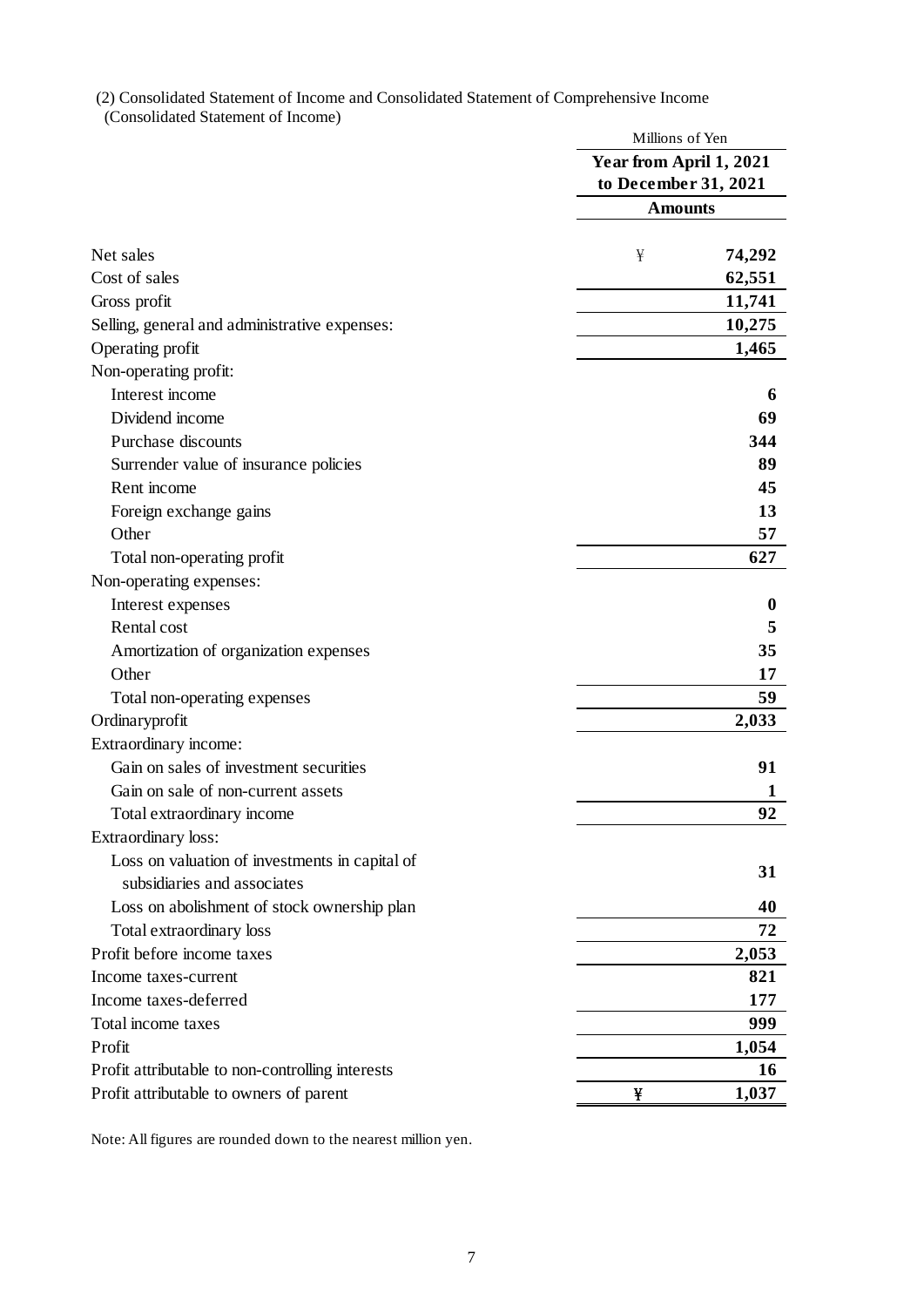(2) Consolidated Statement of Income and Consolidated Statement of Comprehensive Income
(Consolidated Statement of Income)

| | Millions of Yen | |
|---|---|---|
| | **Year from April 1, 2021 to December 31, 2021** | |
| | **Amounts** | |
| Net sales | ¥ | **74,292** |
| Cost of sales | | **62,551** |
| Gross profit | | **11,741** |
| Selling, general and administrative expenses: | | **10,275** |
| Operating profit | | **1,465** |
| Non-operating profit: | | |
| Interest income | | **6** |
| Dividend income | | **69** |
| Purchase discounts | | **344** |
| Surrender value of insurance policies | | **89** |
| Rent income | | **45** |
| Foreign exchange gains | | **13** |
| Other | | **57** |
| Total non-operating profit | | **627** |
| Non-operating expenses: | | |
| Interest expenses | | **0** |
| Rental cost | | **5** |
| Amortization of organization expenses | | **35** |
| Other | | **17** |
| Total non-operating expenses | | **59** |
| Ordinaryprofit | | **2,033** |
| Extraordinary income: | | |
| Gain on sales of investment securities | | **91** |
| Gain on sale of non-current assets | | **1** |
| Total extraordinary income | | **92** |
| Extraordinary loss: | | |
| Loss on valuation of investments in capital of subsidiaries and associates | | **31** |
| Loss on abolishment of stock ownership plan | | **40** |
| Total extraordinary loss | | **72** |
| Profit before income taxes | | **2,053** |
| Income taxes-current | | **821** |
| Income taxes-deferred | | **177** |
| Total income taxes | | **999** |
| Profit | | **1,054** |
| Profit attributable to non-controlling interests | | **16** |
| Profit attributable to owners of parent | **¥** | **1,037** |

Note: All figures are rounded down to the nearest million yen.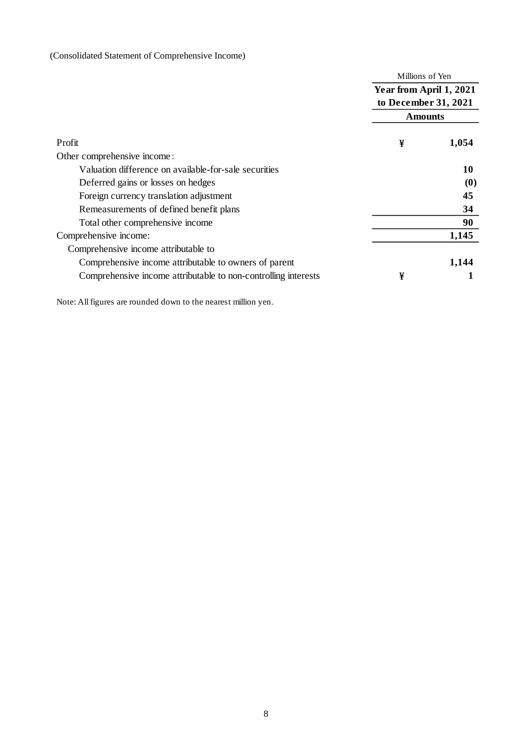(Consolidated Statement of Comprehensive Income)

| | Millions of Yen | |
|---|---|---|
| | **Year from April 1, 2021 to December 31, 2021** | |
| | **Amounts** | |
| Profit | **¥** | **1,054** |
| Other comprehensive income : | | |
| Valuation difference on available-for-sale securities | | **10** |
| Deferred gains or losses on hedges | | **(0)** |
| Foreign currency translation adjustment | | **45** |
| Remeasurements of defined benefit plans | | **34** |
| Total other comprehensive income | | **90** |
| Comprehensive income: | | **1,145** |
| Comprehensive income attributable to | | |
| Comprehensive income attributable to owners of parent | | **1,144** |
| Comprehensive income attributable to non-controlling interests | **¥** | **1** |

Note: All figures are rounded down to the nearest million yen.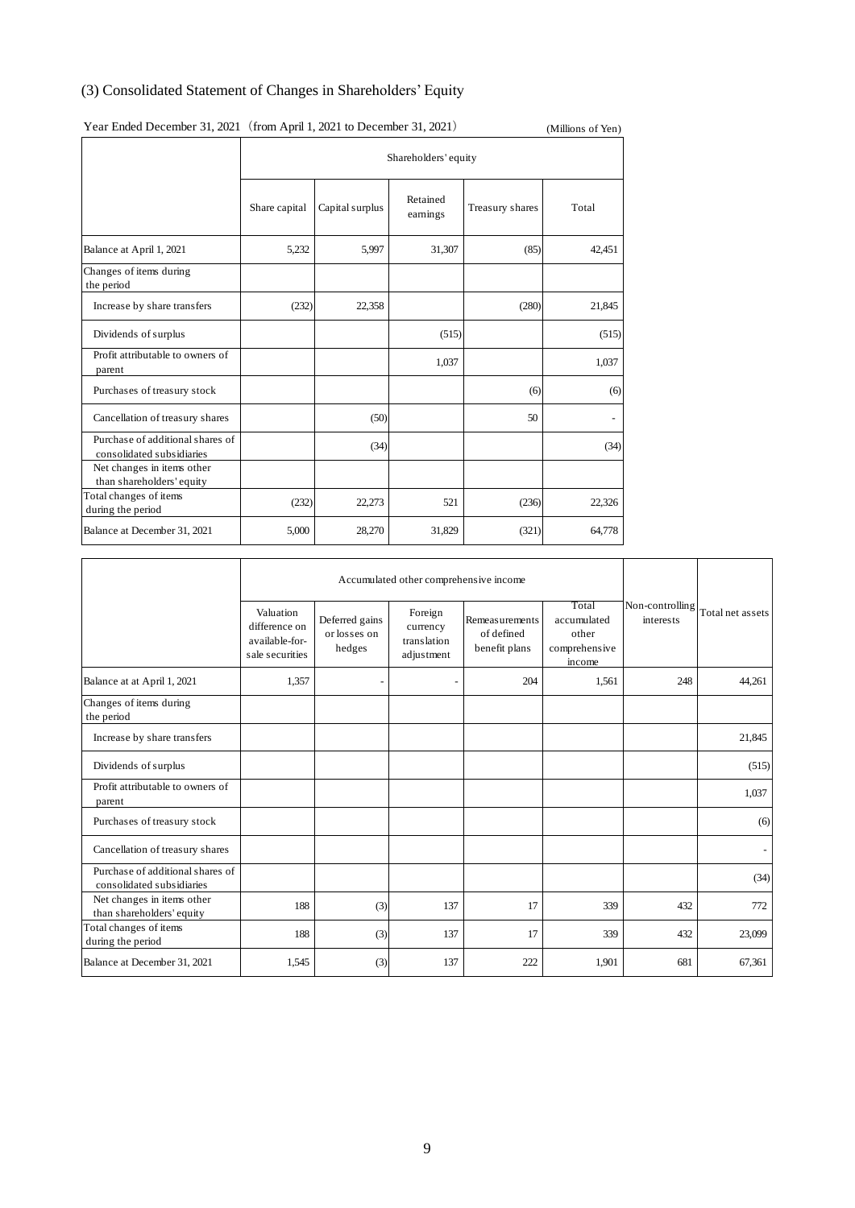(3) Consolidated Statement of Changes in Shareholders' Equity

Year Ended December 31, 2021（from April 1, 2021 to December 31, 2021）

(Millions of Yen)

| | Shareholders' equity | | | | |
|---|---|---|---|---|---|
| | Share capital | Capital surplus | Retained earnings | Treasury shares | Total |
| Balance at April 1, 2021 | 5,232 | 5,997 | 31,307 | (85) | 42,451 |
| Changes of items during the period | | | | | |
| Increase by share transfers | (232) | 22,358 | | (280) | 21,845 |
| Dividends of surplus | | | (515) | | (515) |
| Profit attributable to owners of parent | | | 1,037 | | 1,037 |
| Purchases of treasury stock | | | | (6) | (6) |
| Cancellation of treasury shares | | (50) | | 50 | - |
| Purchase of additional shares of consolidated subsidiaries | | (34) | | | (34) |
| Net changes in items other than shareholders' equity | | | | | |
| Total changes of items during the period | (232) | 22,273 | 521 | (236) | 22,326 |
| Balance at December 31, 2021 | 5,000 | 28,270 | 31,829 | (321) | 64,778 |

| | Accumulated other comprehensive income | | | | | Non-controlling interests | Total net assets |
|---|---|---|---|---|---|---|---|
| | Valuation difference on available-for-sale securities | Deferred gains or losses on hedges | Foreign currency translation adjustment | Remeasurements of defined benefit plans | Total accumulated other comprehensive income | | |
| Balance at at April 1, 2021 | 1,357 | - | - | 204 | 1,561 | 248 | 44,261 |
| Changes of items during the period | | | | | | | |
| Increase by share transfers | | | | | | | 21,845 |
| Dividends of surplus | | | | | | | (515) |
| Profit attributable to owners of parent | | | | | | | 1,037 |
| Purchases of treasury stock | | | | | | | (6) |
| Cancellation of treasury shares | | | | | | | - |
| Purchase of additional shares of consolidated subsidiaries | | | | | | | (34) |
| Net changes in items other than shareholders' equity | 188 | (3) | 137 | 17 | 339 | 432 | 772 |
| Total changes of items during the period | 188 | (3) | 137 | 17 | 339 | 432 | 23,099 |
| Balance at December 31, 2021 | 1,545 | (3) | 137 | 222 | 1,901 | 681 | 67,361 |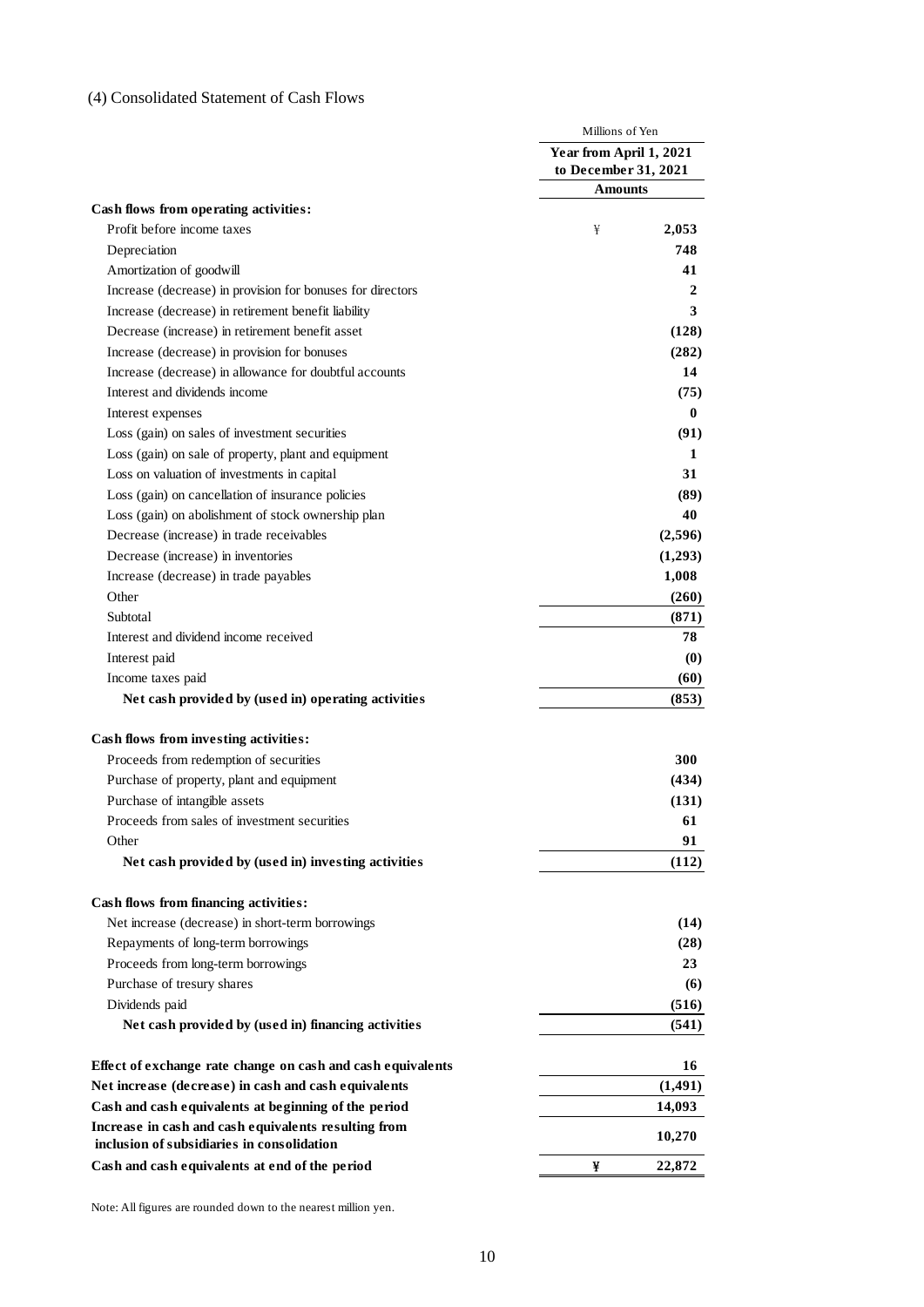## (4) Consolidated Statement of Cash Flows

| | Millions of Yen |
|---|---|
| | Year from April 1, 2021 to December 31, 2021 |
| | Amounts |
| **Cash flows from operating activities:** | |
| Profit before income taxes | ¥ 2,053 |
| Depreciation | 748 |
| Amortization of goodwill | 41 |
| Increase (decrease) in provision for bonuses for directors | 2 |
| Increase (decrease) in retirement benefit liability | 3 |
| Decrease (increase) in retirement benefit asset | (128) |
| Increase (decrease) in provision for bonuses | (282) |
| Increase (decrease) in allowance for doubtful accounts | 14 |
| Interest and dividends income | (75) |
| Interest expenses | 0 |
| Loss (gain) on sales of investment securities | (91) |
| Loss (gain) on sale of property, plant and equipment | 1 |
| Loss on valuation of investments in capital | 31 |
| Loss (gain) on cancellation of insurance policies | (89) |
| Loss (gain) on abolishment of stock ownership plan | 40 |
| Decrease (increase) in trade receivables | (2,596) |
| Decrease (increase) in inventories | (1,293) |
| Increase (decrease) in trade payables | 1,008 |
| Other | (260) |
| Subtotal | (871) |
| Interest and dividend income received | 78 |
| Interest paid | (0) |
| Income taxes paid | (60) |
| **Net cash provided by (used in) operating activities** | (853) |
| **Cash flows from investing activities:** | |
| Proceeds from redemption of securities | 300 |
| Purchase of property, plant and equipment | (434) |
| Purchase of intangible assets | (131) |
| Proceeds from sales of investment securities | 61 |
| Other | 91 |
| **Net cash provided by (used in) investing activities** | (112) |
| **Cash flows from financing activities:** | |
| Net increase (decrease) in short-term borrowings | (14) |
| Repayments of long-term borrowings | (28) |
| Proceeds from long-term borrowings | 23 |
| Purchase of tresury shares | (6) |
| Dividends paid | (516) |
| **Net cash provided by (used in) financing activities** | (541) |
| **Effect of exchange rate change on cash and cash equivalents** | 16 |
| **Net increase (decrease) in cash and cash equivalents** | (1,491) |
| **Cash and cash equivalents at beginning of the period** | 14,093 |
| **Increase in cash and cash equivalents resulting from inclusion of subsidiaries in consolidation** | 10,270 |
| **Cash and cash equivalents at end of the period** | ¥ 22,872 |

Note: All figures are rounded down to the nearest million yen.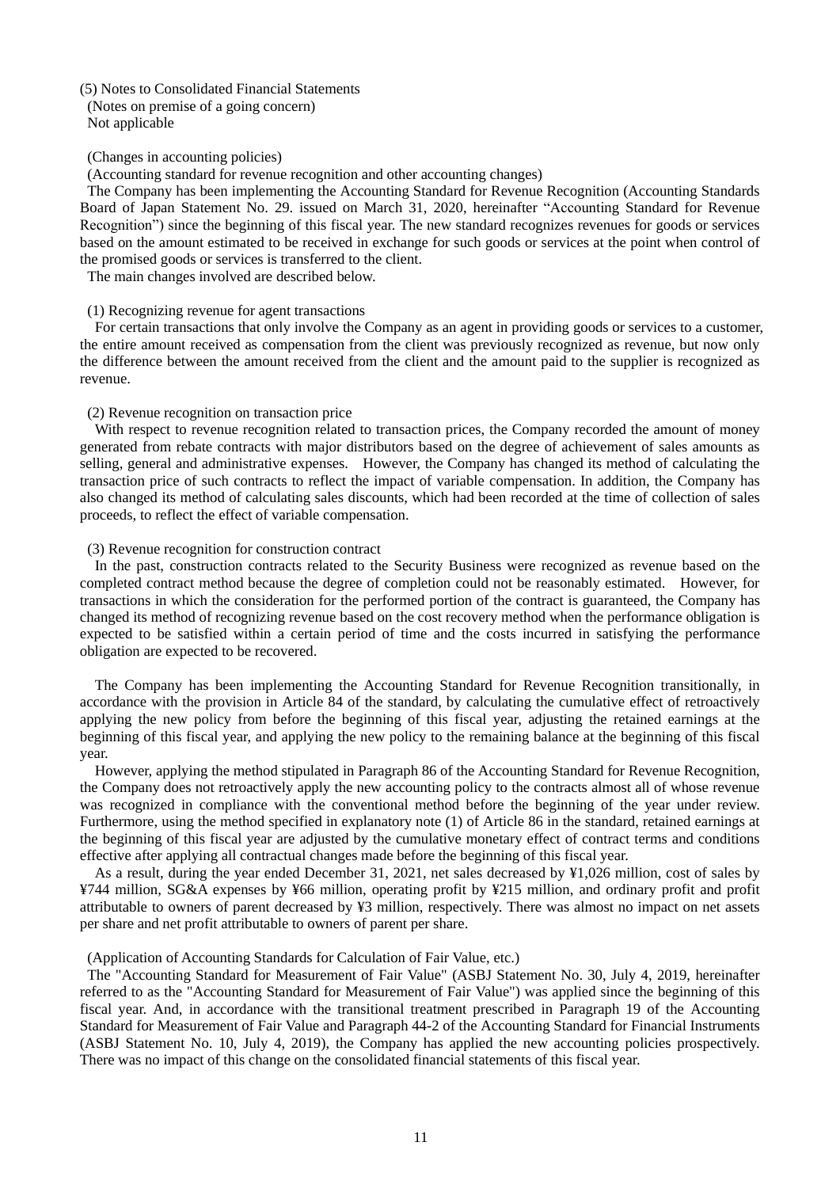(5) Notes to Consolidated Financial Statements

(Notes on premise of a going concern)

Not applicable

(Changes in accounting policies)

(Accounting standard for revenue recognition and other accounting changes)

The Company has been implementing the Accounting Standard for Revenue Recognition (Accounting Standards Board of Japan Statement No. 29. issued on March 31, 2020, hereinafter “Accounting Standard for Revenue Recognition”) since the beginning of this fiscal year. The new standard recognizes revenues for goods or services based on the amount estimated to be received in exchange for such goods or services at the point when control of the promised goods or services is transferred to the client.

The main changes involved are described below.

(1) Recognizing revenue for agent transactions

For certain transactions that only involve the Company as an agent in providing goods or services to a customer, the entire amount received as compensation from the client was previously recognized as revenue, but now only the difference between the amount received from the client and the amount paid to the supplier is recognized as revenue.

(2) Revenue recognition on transaction price

With respect to revenue recognition related to transaction prices, the Company recorded the amount of money generated from rebate contracts with major distributors based on the degree of achievement of sales amounts as selling, general and administrative expenses. However, the Company has changed its method of calculating the transaction price of such contracts to reflect the impact of variable compensation. In addition, the Company has also changed its method of calculating sales discounts, which had been recorded at the time of collection of sales proceeds, to reflect the effect of variable compensation.

(3) Revenue recognition for construction contract

In the past, construction contracts related to the Security Business were recognized as revenue based on the completed contract method because the degree of completion could not be reasonably estimated. However, for transactions in which the consideration for the performed portion of the contract is guaranteed, the Company has changed its method of recognizing revenue based on the cost recovery method when the performance obligation is expected to be satisfied within a certain period of time and the costs incurred in satisfying the performance obligation are expected to be recovered.

The Company has been implementing the Accounting Standard for Revenue Recognition transitionally, in accordance with the provision in Article 84 of the standard, by calculating the cumulative effect of retroactively applying the new policy from before the beginning of this fiscal year, adjusting the retained earnings at the beginning of this fiscal year, and applying the new policy to the remaining balance at the beginning of this fiscal year.

However, applying the method stipulated in Paragraph 86 of the Accounting Standard for Revenue Recognition, the Company does not retroactively apply the new accounting policy to the contracts almost all of whose revenue was recognized in compliance with the conventional method before the beginning of the year under review. Furthermore, using the method specified in explanatory note (1) of Article 86 in the standard, retained earnings at the beginning of this fiscal year are adjusted by the cumulative monetary effect of contract terms and conditions effective after applying all contractual changes made before the beginning of this fiscal year.

As a result, during the year ended December 31, 2021, net sales decreased by ¥1,026 million, cost of sales by ¥744 million, SG&A expenses by ¥66 million, operating profit by ¥215 million, and ordinary profit and profit attributable to owners of parent decreased by ¥3 million, respectively. There was almost no impact on net assets per share and net profit attributable to owners of parent per share.

(Application of Accounting Standards for Calculation of Fair Value, etc.)

The "Accounting Standard for Measurement of Fair Value" (ASBJ Statement No. 30, July 4, 2019, hereinafter referred to as the "Accounting Standard for Measurement of Fair Value") was applied since the beginning of this fiscal year. And, in accordance with the transitional treatment prescribed in Paragraph 19 of the Accounting Standard for Measurement of Fair Value and Paragraph 44-2 of the Accounting Standard for Financial Instruments (ASBJ Statement No. 10, July 4, 2019), the Company has applied the new accounting policies prospectively. There was no impact of this change on the consolidated financial statements of this fiscal year.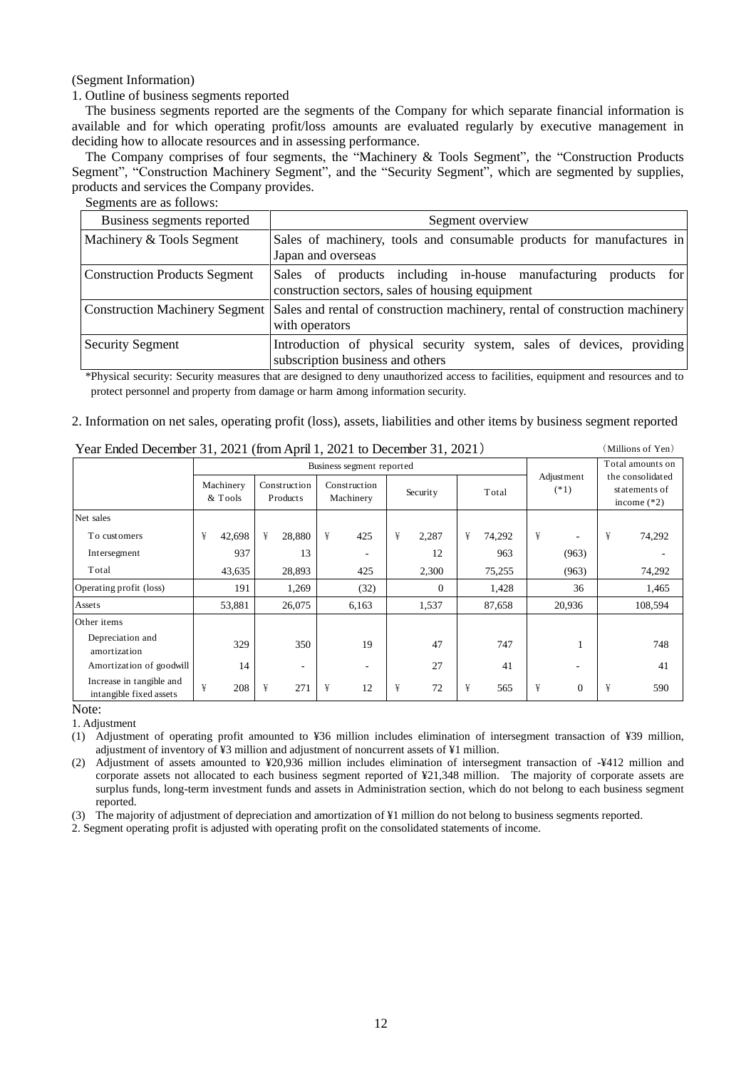(Segment Information)

1. Outline of business segments reported

The business segments reported are the segments of the Company for which separate financial information is available and for which operating profit/loss amounts are evaluated regularly by executive management in deciding how to allocate resources and in assessing performance.

The Company comprises of four segments, the "Machinery & Tools Segment", the "Construction Products Segment", "Construction Machinery Segment", and the "Security Segment", which are segmented by supplies, products and services the Company provides.

Segments are as follows:

| Business segments reported | Segment overview |
|---|---|
| Machinery & Tools Segment | Sales of machinery, tools and consumable products for manufactures in Japan and overseas |
| Construction Products Segment | Sales of products including in-house manufacturing products for construction sectors, sales of housing equipment |
| Construction Machinery Segment | Sales and rental of construction machinery, rental of construction machinery with operators |
| Security Segment | Introduction of physical security system, sales of devices, providing subscription business and others |

*Physical security: Security measures that are designed to deny unauthorized access to facilities, equipment and resources and to protect personnel and property from damage or harm among information security.

2. Information on net sales, operating profit (loss), assets, liabilities and other items by business segment reported

Year Ended December 31, 2021 (from April 1, 2021 to December 31, 2021)

(Millions of Yen)

| | Business segment reported | | | | | Adjustment (*1) | Total amounts on the consolidated statements of income (*2) |
|---|---|---|---|---|---|---|---|
| | Machinery & Tools | Construction Products | Construction Machinery | Security | Total | | |
| Net sales | | | | | | | |
| To customers | ¥ 42,698 | ¥ 28,880 | ¥ 425 | ¥ 2,287 | ¥ 74,292 | ¥ - | ¥ 74,292 |
| Intersegment | 937 | 13 | - | 12 | 963 | (963) | - |
| Total | 43,635 | 28,893 | 425 | 2,300 | 75,255 | (963) | 74,292 |
| Operating profit (loss) | 191 | 1,269 | (32) | 0 | 1,428 | 36 | 1,465 |
| Assets | 53,881 | 26,075 | 6,163 | 1,537 | 87,658 | 20,936 | 108,594 |
| Other items | | | | | | | |
| Depreciation and amortization | 329 | 350 | 19 | 47 | 747 | 1 | 748 |
| Amortization of goodwill | 14 | - | - | 27 | 41 | - | 41 |
| Increase in tangible and intangible fixed assets | ¥ 208 | ¥ 271 | ¥ 12 | ¥ 72 | ¥ 565 | ¥ 0 | ¥ 590 |

Note:

1. Adjustment

(1) Adjustment of operating profit amounted to ¥36 million includes elimination of intersegment transaction of ¥39 million, adjustment of inventory of ¥3 million and adjustment of noncurrent assets of ¥1 million.

(2) Adjustment of assets amounted to ¥20,936 million includes elimination of intersegment transaction of -¥412 million and corporate assets not allocated to each business segment reported of ¥21,348 million. The majority of corporate assets are surplus funds, long-term investment funds and assets in Administration section, which do not belong to each business segment reported.

(3) The majority of adjustment of depreciation and amortization of ¥1 million do not belong to business segments reported.

2. Segment operating profit is adjusted with operating profit on the consolidated statements of income.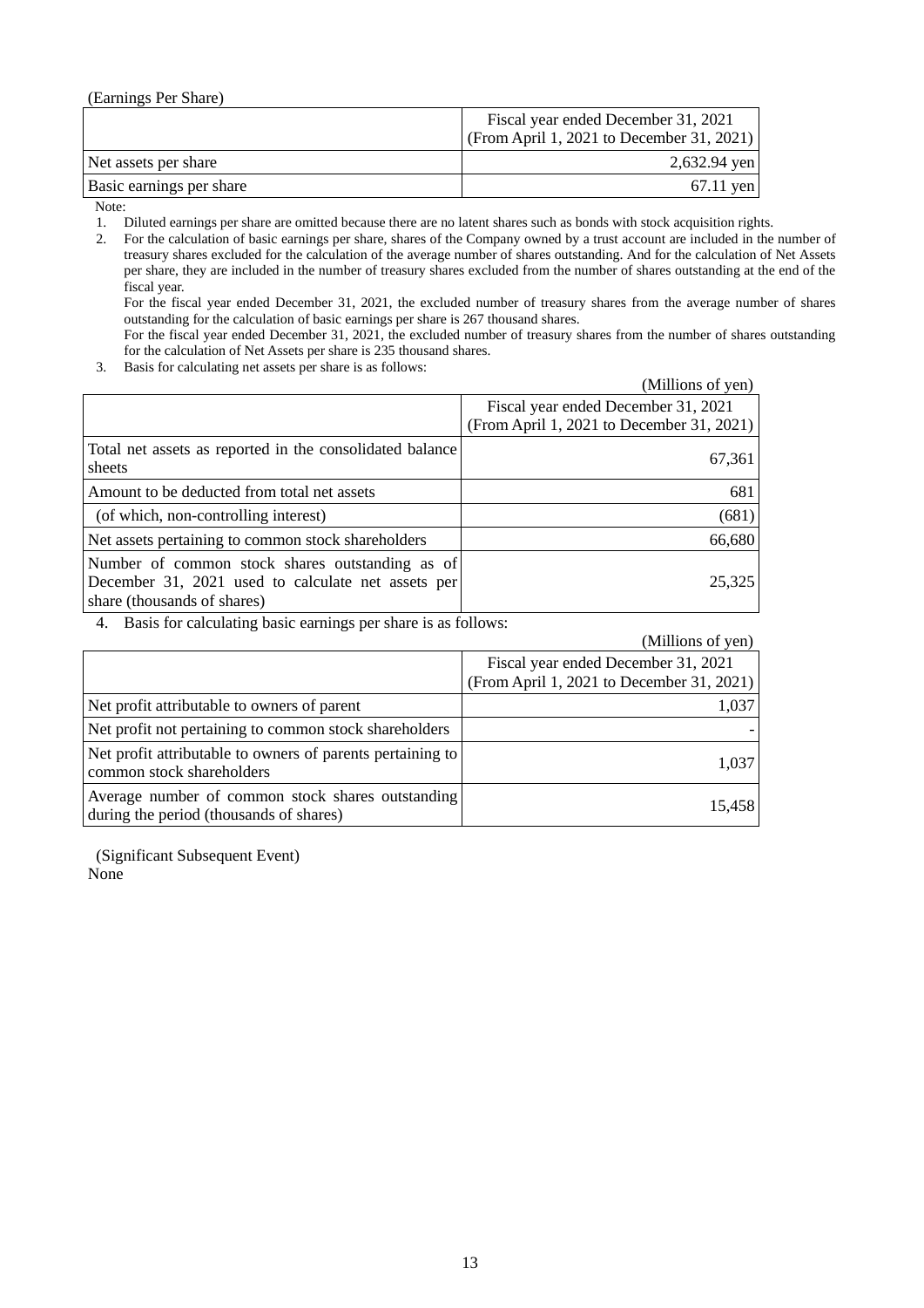(Earnings Per Share)

| | Fiscal year ended December 31, 2021 (From April 1, 2021 to December 31, 2021) |
|---|---|
| Net assets per share | 2,632.94 yen |
| Basic earnings per share | 67.11 yen |

Note:

1. Diluted earnings per share are omitted because there are no latent shares such as bonds with stock acquisition rights.
2. For the calculation of basic earnings per share, shares of the Company owned by a trust account are included in the number of treasury shares excluded for the calculation of the average number of shares outstanding. And for the calculation of Net Assets per share, they are included in the number of treasury shares excluded from the number of shares outstanding at the end of the fiscal year.

   For the fiscal year ended December 31, 2021, the excluded number of treasury shares from the average number of shares outstanding for the calculation of basic earnings per share is 267 thousand shares.

   For the fiscal year ended December 31, 2021, the excluded number of treasury shares from the number of shares outstanding for the calculation of Net Assets per share is 235 thousand shares.
3. Basis for calculating net assets per share is as follows:

(Millions of yen)

| | Fiscal year ended December 31, 2021 (From April 1, 2021 to December 31, 2021) |
|---|---|
| Total net assets as reported in the consolidated balance sheets | 67,361 |
| Amount to be deducted from total net assets | 681 |
| (of which, non-controlling interest) | (681) |
| Net assets pertaining to common stock shareholders | 66,680 |
| Number of common stock shares outstanding as of December 31, 2021 used to calculate net assets per share (thousands of shares) | 25,325 |

4. Basis for calculating basic earnings per share is as follows:

(Millions of yen)

| | Fiscal year ended December 31, 2021 (From April 1, 2021 to December 31, 2021) |
|---|---|
| Net profit attributable to owners of parent | 1,037 |
| Net profit not pertaining to common stock shareholders | - |
| Net profit attributable to owners of parents pertaining to common stock shareholders | 1,037 |
| Average number of common stock shares outstanding during the period (thousands of shares) | 15,458 |

(Significant Subsequent Event)

None